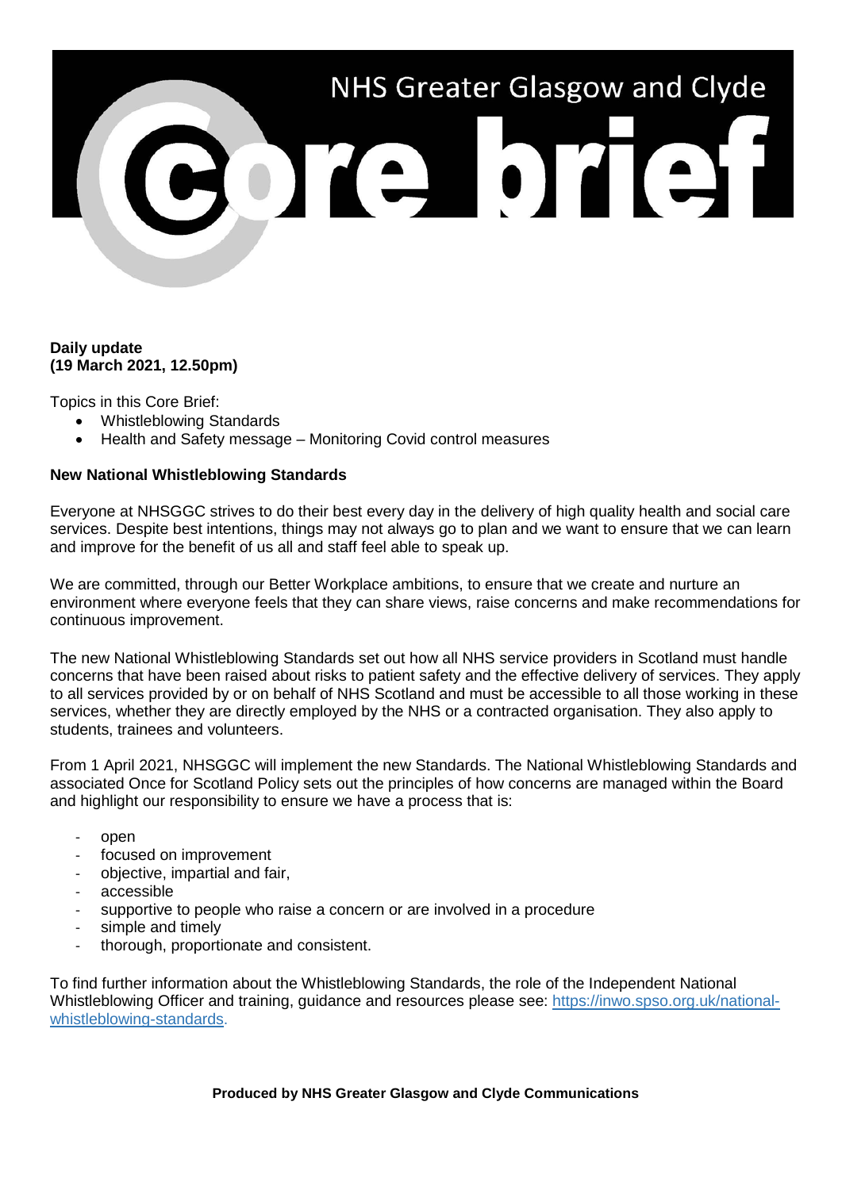# NHS Greater Glasgow and Clyde Core brief

**Daily update**
**(19 March 2021, 12.50pm)**

Topics in this Core Brief:

- Whistleblowing Standards
- Health and Safety message – Monitoring Covid control measures

**New National Whistleblowing Standards**

Everyone at NHSGGC strives to do their best every day in the delivery of high quality health and social care services. Despite best intentions, things may not always go to plan and we want to ensure that we can learn and improve for the benefit of us all and staff feel able to speak up.

We are committed, through our Better Workplace ambitions, to ensure that we create and nurture an environment where everyone feels that they can share views, raise concerns and make recommendations for continuous improvement.

The new National Whistleblowing Standards set out how all NHS service providers in Scotland must handle concerns that have been raised about risks to patient safety and the effective delivery of services. They apply to all services provided by or on behalf of NHS Scotland and must be accessible to all those working in these services, whether they are directly employed by the NHS or a contracted organisation. They also apply to students, trainees and volunteers.

From 1 April 2021, NHSGGC will implement the new Standards. The National Whistleblowing Standards and associated Once for Scotland Policy sets out the principles of how concerns are managed within the Board and highlight our responsibility to ensure we have a process that is:

- open
- focused on improvement
- objective, impartial and fair,
- accessible
- supportive to people who raise a concern or are involved in a procedure
- simple and timely
- thorough, proportionate and consistent.

To find further information about the Whistleblowing Standards, the role of the Independent National Whistleblowing Officer and training, guidance and resources please see: [https://inwo.spso.org.uk/national-whistleblowing-standards](https://inwo.spso.org.uk/national-whistleblowing-standards).

**Produced by NHS Greater Glasgow and Clyde Communications**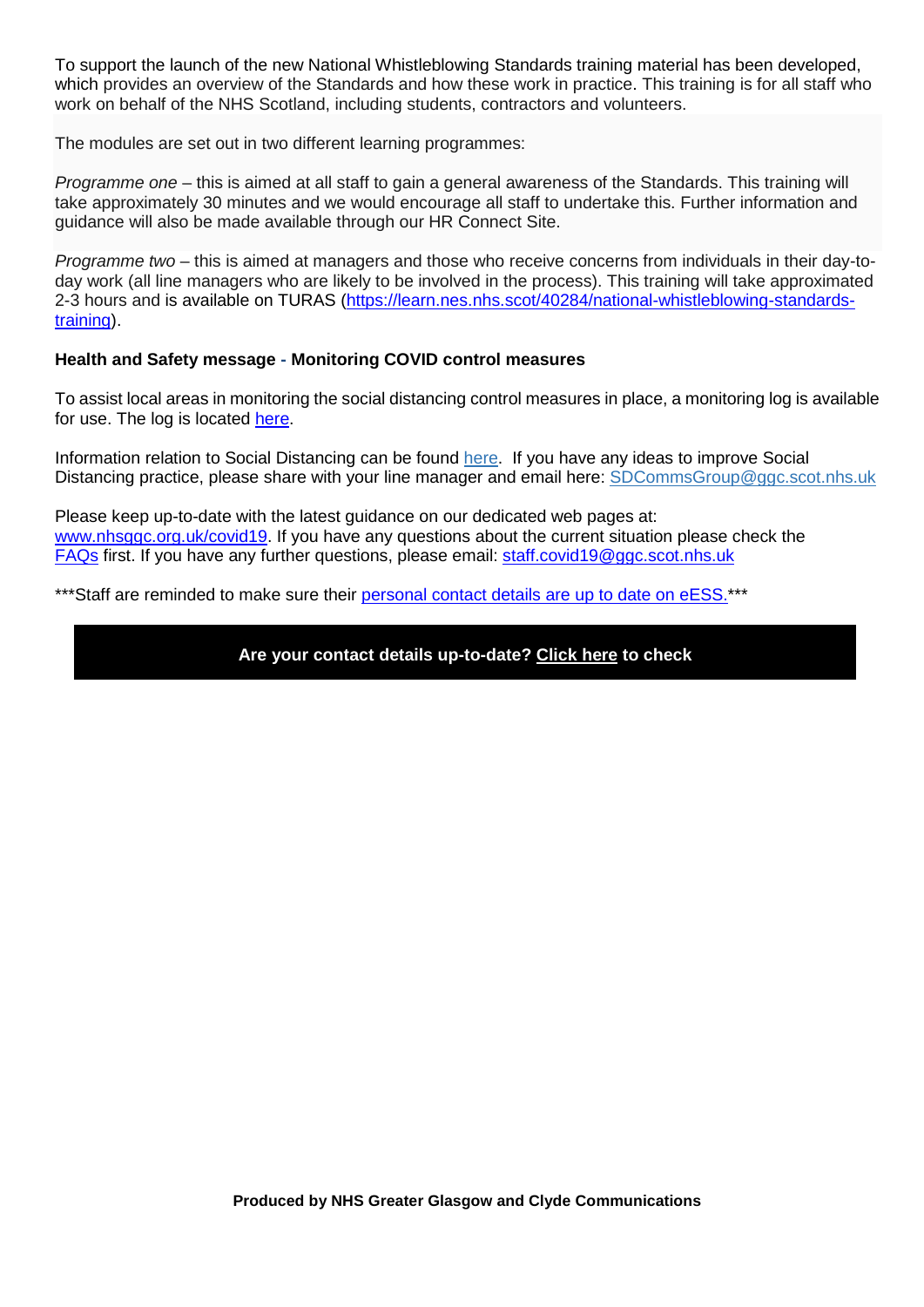To support the launch of the new National Whistleblowing Standards training material has been developed, which provides an overview of the Standards and how these work in practice. This training is for all staff who work on behalf of the NHS Scotland, including students, contractors and volunteers.

The modules are set out in two different learning programmes:

*Programme one* – this is aimed at all staff to gain a general awareness of the Standards. This training will take approximately 30 minutes and we would encourage all staff to undertake this. Further information and guidance will also be made available through our HR Connect Site.

*Programme two* – this is aimed at managers and those who receive concerns from individuals in their day-to-day work (all line managers who are likely to be involved in the process). This training will take approximated 2-3 hours and is available on TURAS (https://learn.nes.nhs.scot/40284/national-whistleblowing-standards-training).

**Health and Safety message - Monitoring COVID control measures**

To assist local areas in monitoring the social distancing control measures in place, a monitoring log is available for use. The log is located here.

Information relation to Social Distancing can be found here. If you have any ideas to improve Social Distancing practice, please share with your line manager and email here: SDCommsGroup@ggc.scot.nhs.uk

Please keep up-to-date with the latest guidance on our dedicated web pages at: www.nhsggc.org.uk/covid19. If you have any questions about the current situation please check the FAQs first. If you have any further questions, please email: staff.covid19@ggc.scot.nhs.uk

***Staff are reminded to make sure their personal contact details are up to date on eESS.***

**Are your contact details up-to-date? Click here to check**

**Produced by NHS Greater Glasgow and Clyde Communications**